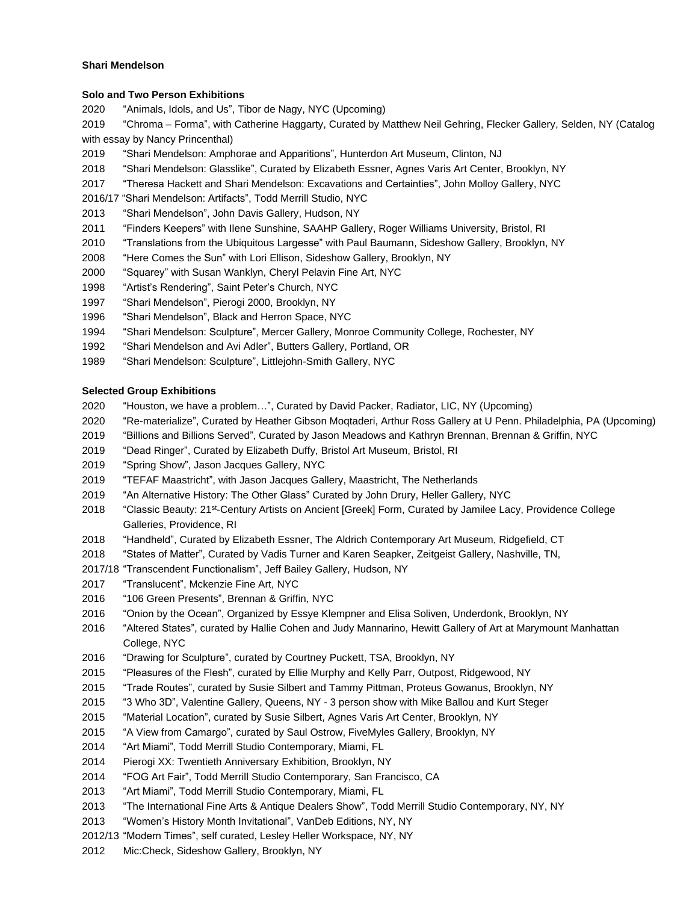**Shari Mendelson**

**Solo and Two Person Exhibitions**

2020 "Animals, Idols, and Us", Tibor de Nagy, NYC (Upcoming)

2019 "Chroma – Forma", with Catherine Haggarty, Curated by Matthew Neil Gehring, Flecker Gallery, Selden, NY (Catalog with essay by Nancy Princenthal)

2019 "Shari Mendelson: Amphorae and Apparitions", Hunterdon Art Museum, Clinton, NJ

2018 "Shari Mendelson: Glasslike", Curated by Elizabeth Essner, Agnes Varis Art Center, Brooklyn, NY

2017 "Theresa Hackett and Shari Mendelson: Excavations and Certainties", John Molloy Gallery, NYC

2016/17 "Shari Mendelson: Artifacts", Todd Merrill Studio, NYC

2013 "Shari Mendelson", John Davis Gallery, Hudson, NY

2011 "Finders Keepers" with Ilene Sunshine, SAAHP Gallery, Roger Williams University, Bristol, RI

2010 "Translations from the Ubiquitous Largesse" with Paul Baumann, Sideshow Gallery, Brooklyn, NY

2008 "Here Comes the Sun" with Lori Ellison, Sideshow Gallery, Brooklyn, NY

2000 "Squarey" with Susan Wanklyn, Cheryl Pelavin Fine Art, NYC

1998 "Artist's Rendering", Saint Peter's Church, NYC

1997 "Shari Mendelson", Pierogi 2000, Brooklyn, NY

1996 "Shari Mendelson", Black and Herron Space, NYC

1994 "Shari Mendelson: Sculpture", Mercer Gallery, Monroe Community College, Rochester, NY

1992 "Shari Mendelson and Avi Adler", Butters Gallery, Portland, OR

1989 "Shari Mendelson: Sculpture", Littlejohn-Smith Gallery, NYC

**Selected Group Exhibitions**

2020 "Houston, we have a problem…", Curated by David Packer, Radiator, LIC, NY (Upcoming)

2020 "Re-materialize", Curated by Heather Gibson Moqtaderi, Arthur Ross Gallery at U Penn. Philadelphia, PA (Upcoming)

2019 "Billions and Billions Served", Curated by Jason Meadows and Kathryn Brennan, Brennan & Griffin, NYC

2019 "Dead Ringer", Curated by Elizabeth Duffy, Bristol Art Museum, Bristol, RI

2019 "Spring Show", Jason Jacques Gallery, NYC

2019 "TEFAF Maastricht", with Jason Jacques Gallery, Maastricht, The Netherlands

2019 "An Alternative History: The Other Glass" Curated by John Drury, Heller Gallery, NYC

2018 "Classic Beauty: 21st-Century Artists on Ancient [Greek] Form, Curated by Jamilee Lacy, Providence College Galleries, Providence, RI

2018 "Handheld", Curated by Elizabeth Essner, The Aldrich Contemporary Art Museum, Ridgefield, CT

2018 "States of Matter", Curated by Vadis Turner and Karen Seapker, Zeitgeist Gallery, Nashville, TN,

2017/18 "Transcendent Functionalism", Jeff Bailey Gallery, Hudson, NY

2017 "Translucent", Mckenzie Fine Art, NYC

2016 "106 Green Presents", Brennan & Griffin, NYC

2016 "Onion by the Ocean", Organized by Essye Klempner and Elisa Soliven, Underdonk, Brooklyn, NY

2016 "Altered States", curated by Hallie Cohen and Judy Mannarino, Hewitt Gallery of Art at Marymount Manhattan College, NYC

2016 "Drawing for Sculpture", curated by Courtney Puckett, TSA, Brooklyn, NY

2015 "Pleasures of the Flesh", curated by Ellie Murphy and Kelly Parr, Outpost, Ridgewood, NY

2015 "Trade Routes", curated by Susie Silbert and Tammy Pittman, Proteus Gowanus, Brooklyn, NY

2015 "3 Who 3D", Valentine Gallery, Queens, NY - 3 person show with Mike Ballou and Kurt Steger

2015 "Material Location", curated by Susie Silbert, Agnes Varis Art Center, Brooklyn, NY

2015 "A View from Camargo", curated by Saul Ostrow, FiveMyles Gallery, Brooklyn, NY

2014 "Art Miami", Todd Merrill Studio Contemporary, Miami, FL

2014 Pierogi XX: Twentieth Anniversary Exhibition, Brooklyn, NY

2014 "FOG Art Fair", Todd Merrill Studio Contemporary, San Francisco, CA

2013 "Art Miami", Todd Merrill Studio Contemporary, Miami, FL

2013 "The International Fine Arts & Antique Dealers Show", Todd Merrill Studio Contemporary, NY, NY

2013 "Women's History Month Invitational", VanDeb Editions, NY, NY

2012/13 "Modern Times", self curated, Lesley Heller Workspace, NY, NY

2012 Mic:Check, Sideshow Gallery, Brooklyn, NY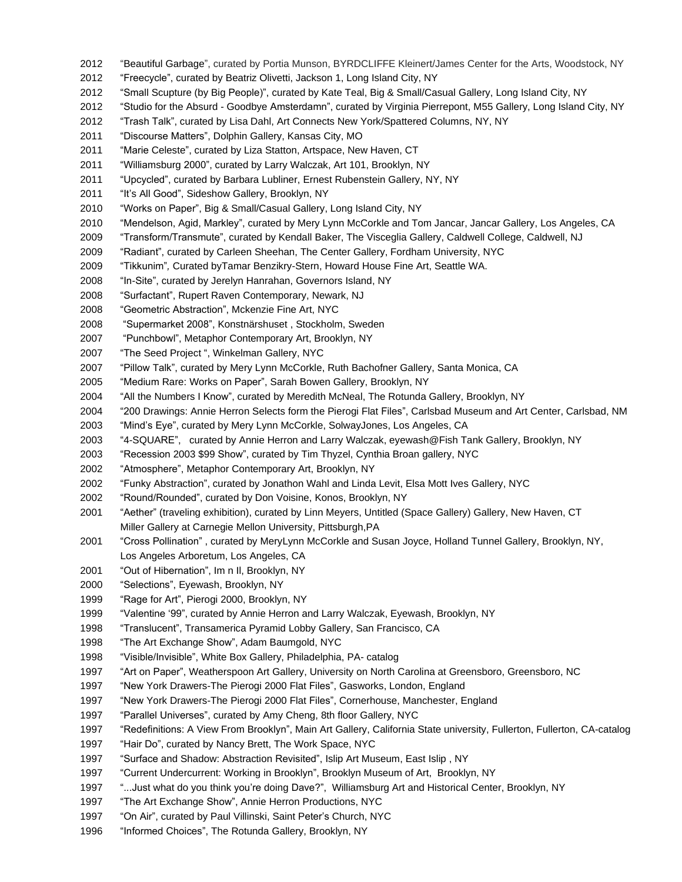2012 "Beautiful Garbage", curated by Portia Munson, BYRDCLIFFE Kleinert/James Center for the Arts, Woodstock, NY
2012 "Freecycle", curated by Beatriz Olivetti, Jackson 1, Long Island City, NY
2012 "Small Scupture (by Big People)", curated by Kate Teal, Big & Small/Casual Gallery, Long Island City, NY
2012 "Studio for the Absurd - Goodbye Amsterdamn", curated by Virginia Pierrepont, M55 Gallery, Long Island City, NY
2012 "Trash Talk", curated by Lisa Dahl, Art Connects New York/Spattered Columns, NY, NY
2011 "Discourse Matters", Dolphin Gallery, Kansas City, MO
2011 "Marie Celeste", curated by Liza Statton, Artspace, New Haven, CT
2011 "Williamsburg 2000", curated by Larry Walczak, Art 101, Brooklyn, NY
2011 "Upcycled", curated by Barbara Lubliner, Ernest Rubenstein Gallery, NY, NY
2011 "It's All Good", Sideshow Gallery, Brooklyn, NY
2010 "Works on Paper", Big & Small/Casual Gallery, Long Island City, NY
2010 "Mendelson, Agid, Markley", curated by Mery Lynn McCorkle and Tom Jancar, Jancar Gallery, Los Angeles, CA
2009 "Transform/Transmute", curated by Kendall Baker, The Visceglia Gallery, Caldwell College, Caldwell, NJ
2009 "Radiant", curated by Carleen Sheehan, The Center Gallery, Fordham University, NYC
2009 "Tikkunim", Curated byTamar Benzikry-Stern, Howard House Fine Art, Seattle WA.
2008 "In-Site", curated by Jerelyn Hanrahan, Governors Island, NY
2008 "Surfactant", Rupert Raven Contemporary, Newark, NJ
2008 "Geometric Abstraction", Mckenzie Fine Art, NYC
2008 "Supermarket 2008", Konstnärshuset , Stockholm, Sweden
2007 "Punchbowl", Metaphor Contemporary Art, Brooklyn, NY
2007 "The Seed Project ", Winkelman Gallery, NYC
2007 "Pillow Talk", curated by Mery Lynn McCorkle, Ruth Bachofner Gallery, Santa Monica, CA
2005 "Medium Rare: Works on Paper", Sarah Bowen Gallery, Brooklyn, NY
2004 "All the Numbers I Know", curated by Meredith McNeal, The Rotunda Gallery, Brooklyn, NY
2004 "200 Drawings: Annie Herron Selects form the Pierogi Flat Files", Carlsbad Museum and Art Center, Carlsbad, NM
2003 "Mind's Eye", curated by Mery Lynn McCorkle, SolwayJones, Los Angeles, CA
2003 "4-SQUARE", curated by Annie Herron and Larry Walczak, eyewash@Fish Tank Gallery, Brooklyn, NY
2003 "Recession 2003 $99 Show", curated by Tim Thyzel, Cynthia Broan gallery, NYC
2002 "Atmosphere", Metaphor Contemporary Art, Brooklyn, NY
2002 "Funky Abstraction", curated by Jonathon Wahl and Linda Levit, Elsa Mott Ives Gallery, NYC
2002 "Round/Rounded", curated by Don Voisine, Konos, Brooklyn, NY
2001 "Aether" (traveling exhibition), curated by Linn Meyers, Untitled (Space Gallery) Gallery, New Haven, CT
Miller Gallery at Carnegie Mellon University, Pittsburgh,PA
2001 "Cross Pollination" , curated by MeryLynn McCorkle and Susan Joyce, Holland Tunnel Gallery, Brooklyn, NY,
Los Angeles Arboretum, Los Angeles, CA
2001 "Out of Hibernation", Im n Il, Brooklyn, NY
2000 "Selections", Eyewash, Brooklyn, NY
1999 "Rage for Art", Pierogi 2000, Brooklyn, NY
1999 "Valentine '99", curated by Annie Herron and Larry Walczak, Eyewash, Brooklyn, NY
1998 "Translucent", Transamerica Pyramid Lobby Gallery, San Francisco, CA
1998 "The Art Exchange Show", Adam Baumgold, NYC
1998 "Visible/Invisible", White Box Gallery, Philadelphia, PA- catalog
1997 "Art on Paper", Weatherspoon Art Gallery, University on North Carolina at Greensboro, Greensboro, NC
1997 "New York Drawers-The Pierogi 2000 Flat Files", Gasworks, London, England
1997 "New York Drawers-The Pierogi 2000 Flat Files", Cornerhouse, Manchester, England
1997 "Parallel Universes", curated by Amy Cheng, 8th floor Gallery, NYC
1997 "Redefinitions: A View From Brooklyn", Main Art Gallery, California State university, Fullerton, Fullerton, CA-catalog
1997 "Hair Do", curated by Nancy Brett, The Work Space, NYC
1997 "Surface and Shadow: Abstraction Revisited", Islip Art Museum, East Islip , NY
1997 "Current Undercurrent: Working in Brooklyn", Brooklyn Museum of Art, Brooklyn, NY
1997 "...Just what do you think you're doing Dave?", Williamsburg Art and Historical Center, Brooklyn, NY
1997 "The Art Exchange Show", Annie Herron Productions, NYC
1997 "On Air", curated by Paul Villinski, Saint Peter's Church, NYC
1996 "Informed Choices", The Rotunda Gallery, Brooklyn, NY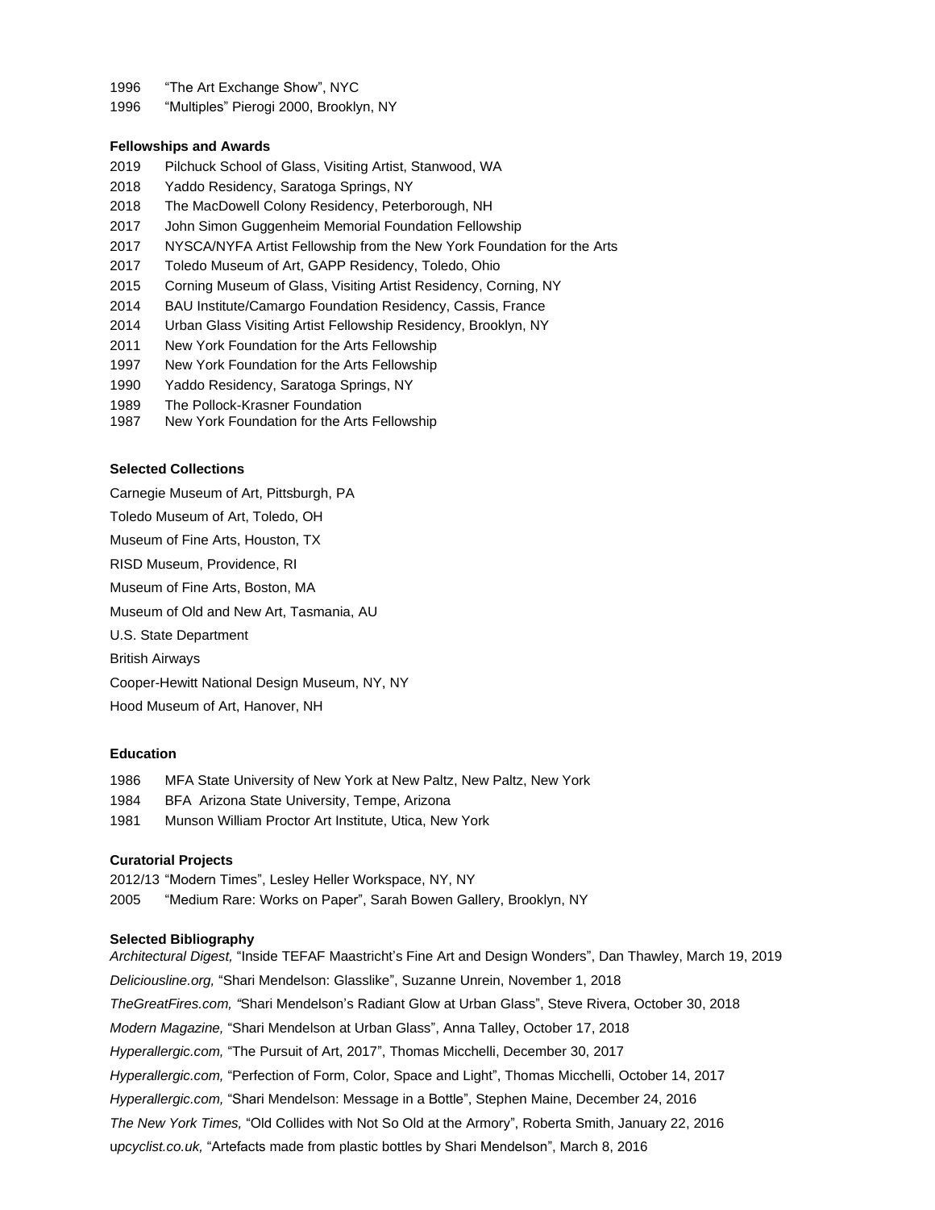1996 “The Art Exchange Show”, NYC

1996 “Multiples” Pierogi 2000, Brooklyn, NY

**Fellowships and Awards**

2019 Pilchuck School of Glass, Visiting Artist, Stanwood, WA

2018 Yaddo Residency, Saratoga Springs, NY

2018 The MacDowell Colony Residency, Peterborough, NH

2017 John Simon Guggenheim Memorial Foundation Fellowship

2017 NYSCA/NYFA Artist Fellowship from the New York Foundation for the Arts

2017 Toledo Museum of Art, GAPP Residency, Toledo, Ohio

2015 Corning Museum of Glass, Visiting Artist Residency, Corning, NY

2014 BAU Institute/Camargo Foundation Residency, Cassis, France

2014 Urban Glass Visiting Artist Fellowship Residency, Brooklyn, NY

2011 New York Foundation for the Arts Fellowship

1997 New York Foundation for the Arts Fellowship

1990 Yaddo Residency, Saratoga Springs, NY

1989 The Pollock-Krasner Foundation

1987 New York Foundation for the Arts Fellowship

**Selected Collections**

Carnegie Museum of Art, Pittsburgh, PA

Toledo Museum of Art, Toledo, OH

Museum of Fine Arts, Houston, TX

RISD Museum, Providence, RI

Museum of Fine Arts, Boston, MA

Museum of Old and New Art, Tasmania, AU

U.S. State Department

British Airways

Cooper-Hewitt National Design Museum, NY, NY

Hood Museum of Art, Hanover, NH

**Education**

1986 MFA State University of New York at New Paltz, New Paltz, New York

1984 BFA Arizona State University, Tempe, Arizona

1981 Munson William Proctor Art Institute, Utica, New York

**Curatorial Projects**

2012/13 “Modern Times”, Lesley Heller Workspace, NY, NY

2005 “Medium Rare: Works on Paper”, Sarah Bowen Gallery, Brooklyn, NY

**Selected Bibliography**

*Architectural Digest,* “Inside TEFAF Maastricht’s Fine Art and Design Wonders”, Dan Thawley, March 19, 2019

*Deliciousline.org,* “Shari Mendelson: Glasslike”, Suzanne Unrein, November 1, 2018

*TheGreatFires.com, “*Shari Mendelson’s Radiant Glow at Urban Glass”, Steve Rivera, October 30, 2018

*Modern Magazine,* “Shari Mendelson at Urban Glass”, Anna Talley, October 17, 2018

*Hyperallergic.com,* “The Pursuit of Art, 2017”, Thomas Micchelli, December 30, 2017

*Hyperallergic.com,* “Perfection of Form, Color, Space and Light”, Thomas Micchelli, October 14, 2017

*Hyperallergic.com,* “Shari Mendelson: Message in a Bottle”, Stephen Maine, December 24, 2016

*The New York Times,* “Old Collides with Not So Old at the Armory”, Roberta Smith, January 22, 2016

u*pcyclist.co.uk,* “Artefacts made from plastic bottles by Shari Mendelson”, March 8, 2016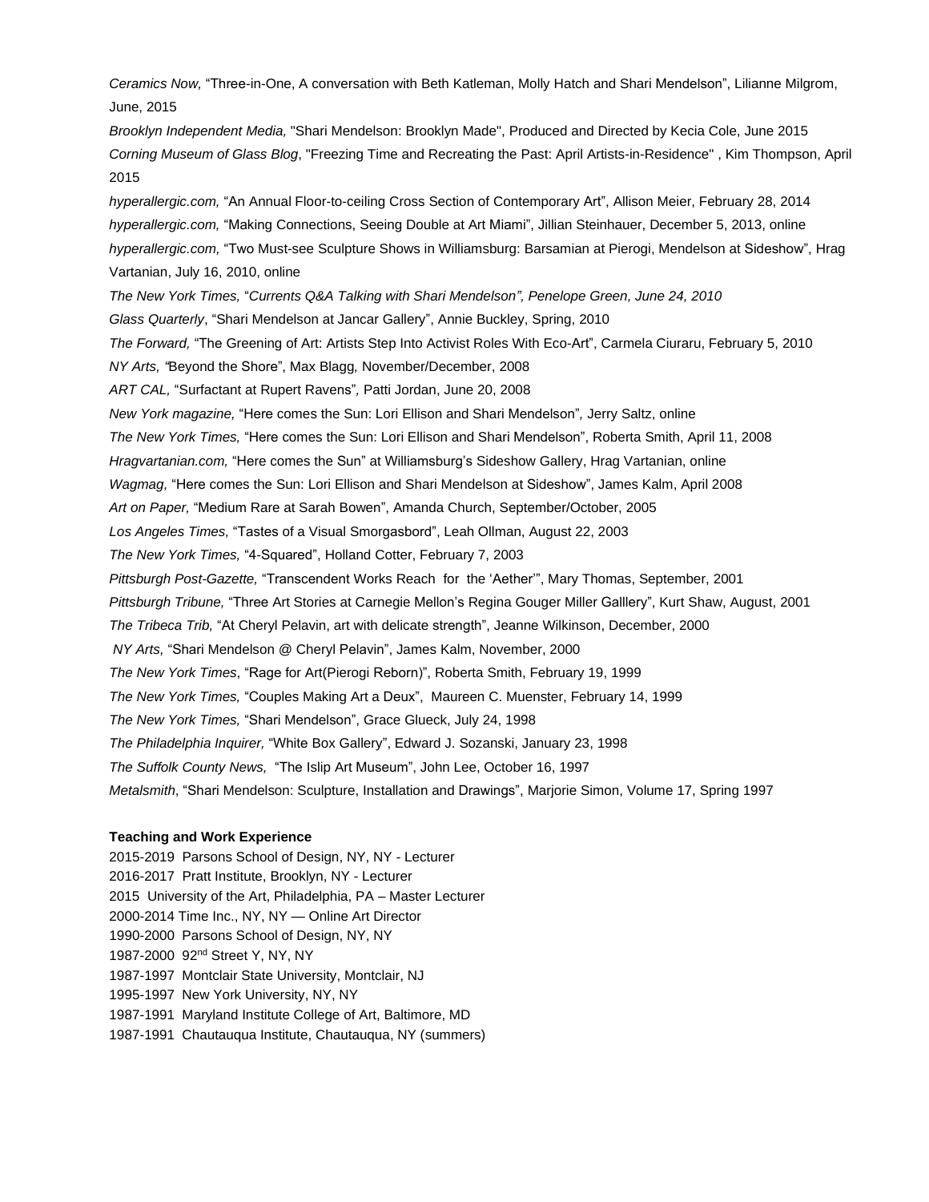*Ceramics Now,* “Three-in-One, A conversation with Beth Katleman, Molly Hatch and Shari Mendelson”, Lilianne Milgrom, June, 2015

*Brooklyn Independent Media,* "Shari Mendelson: Brooklyn Made", Produced and Directed by Kecia Cole, June 2015

*Corning Museum of Glass Blog*, "Freezing Time and Recreating the Past: April Artists-in-Residence" , Kim Thompson, April 2015

*hyperallergic.com,* “An Annual Floor-to-ceiling Cross Section of Contemporary Art”, Allison Meier, February 28, 2014

*hyperallergic.com,* “Making Connections, Seeing Double at Art Miami”, Jillian Steinhauer, December 5, 2013, online

*hyperallergic.com,* “Two Must-see Sculpture Shows in Williamsburg: Barsamian at Pierogi, Mendelson at Sideshow”, Hrag Vartanian, July 16, 2010, online

*The New York Times,* “*Currents Q&A Talking with Shari Mendelson”, Penelope Green, June 24, 2010*

*Glass Quarterly*, “Shari Mendelson at Jancar Gallery”, Annie Buckley, Spring, 2010

*The Forward,* “The Greening of Art: Artists Step Into Activist Roles With Eco-Art”, Carmela Ciuraru, February 5, 2010

*NY Arts, “*Beyond the Shore”, Max Blagg*,* November/December, 2008

*ART CAL,* “Surfactant at Rupert Ravens”*,* Patti Jordan, June 20, 2008

*New York magazine,* “Here comes the Sun: Lori Ellison and Shari Mendelson”*,* Jerry Saltz, online

*The New York Times,* “Here comes the Sun: Lori Ellison and Shari Mendelson”, Roberta Smith, April 11, 2008

*Hragvartanian.com,* “Here comes the Sun” at Williamsburg’s Sideshow Gallery, Hrag Vartanian, online

*Wagmag,* “Here comes the Sun: Lori Ellison and Shari Mendelson at Sideshow”, James Kalm, April 2008

*Art on Paper,* “Medium Rare at Sarah Bowen”, Amanda Church, September/October, 2005

*Los Angeles Times,* “Tastes of a Visual Smorgasbord”, Leah Ollman, August 22, 2003

*The New York Times,* “4-Squared”, Holland Cotter, February 7, 2003

*Pittsburgh Post-Gazette,* “Transcendent Works Reach for the ‘Aether’”, Mary Thomas, September, 2001

*Pittsburgh Tribune,* “Three Art Stories at Carnegie Mellon’s Regina Gouger Miller Galllery”, Kurt Shaw, August, 2001

*The Tribeca Trib,* “At Cheryl Pelavin, art with delicate strength”, Jeanne Wilkinson, December, 2000

*NY Arts,* “Shari Mendelson @ Cheryl Pelavin”, James Kalm, November, 2000

*The New York Times*, “Rage for Art(Pierogi Reborn)”, Roberta Smith, February 19, 1999

*The New York Times,* “Couples Making Art a Deux”, Maureen C. Muenster, February 14, 1999

*The New York Times,* “Shari Mendelson”, Grace Glueck, July 24, 1998

*The Philadelphia Inquirer,* “White Box Gallery”, Edward J. Sozanski, January 23, 1998

*The Suffolk County News,* “The Islip Art Museum”, John Lee, October 16, 1997

*Metalsmith*, “Shari Mendelson: Sculpture, Installation and Drawings”, Marjorie Simon, Volume 17, Spring 1997

**Teaching and Work Experience**

2015-2019 Parsons School of Design, NY, NY - Lecturer
2016-2017 Pratt Institute, Brooklyn, NY - Lecturer
2015 University of the Art, Philadelphia, PA – Master Lecturer
2000-2014 Time Inc., NY, NY — Online Art Director
1990-2000 Parsons School of Design, NY, NY
1987-2000 92nd Street Y, NY, NY
1987-1997 Montclair State University, Montclair, NJ
1995-1997 New York University, NY, NY
1987-1991 Maryland Institute College of Art, Baltimore, MD
1987-1991 Chautauqua Institute, Chautauqua, NY (summers)